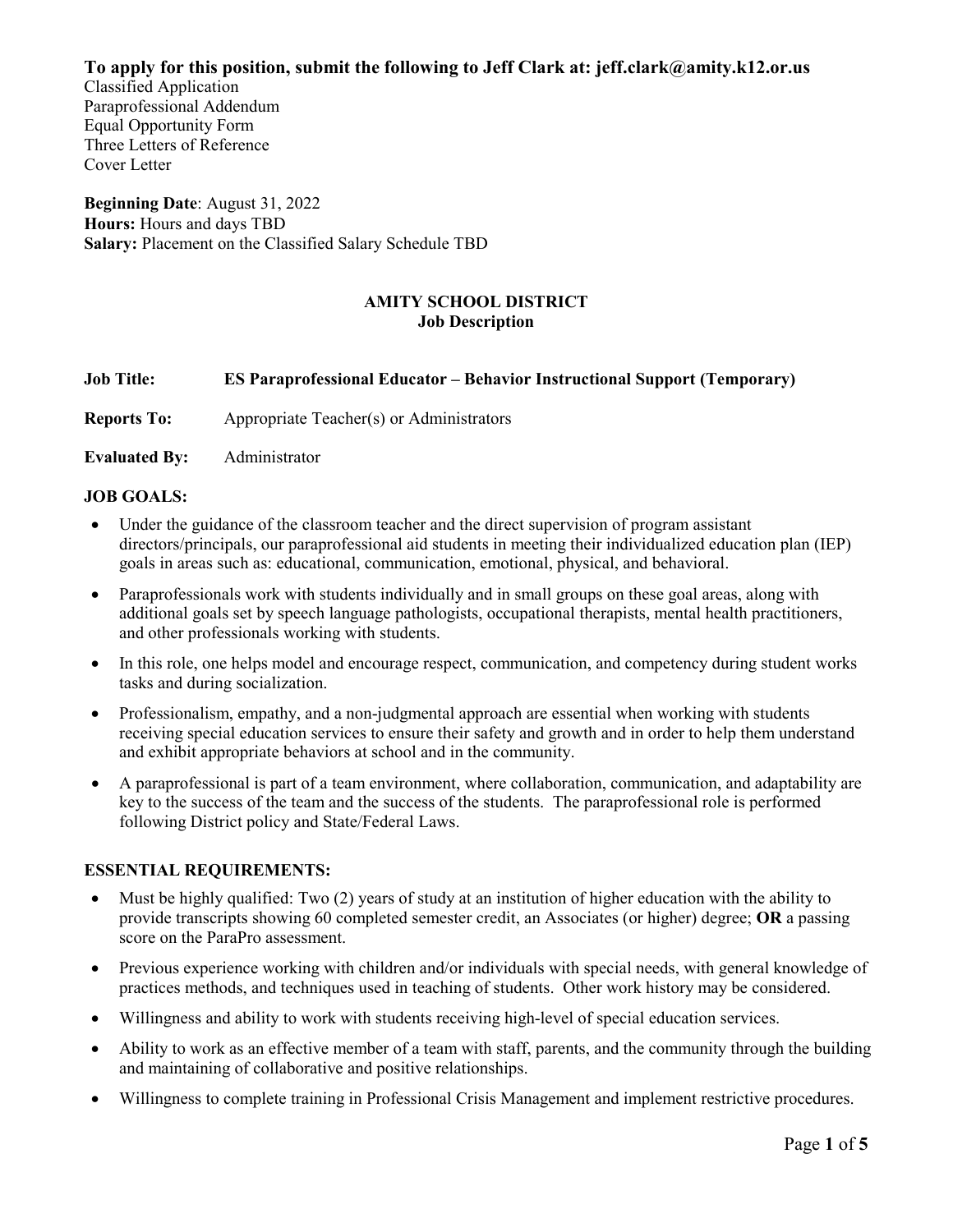**To apply for this position, submit the following to Jeff Clark at: jeff.clark@amity.k12.or.us**

Classified Application
Paraprofessional Addendum
Equal Opportunity Form
Three Letters of Reference
Cover Letter

**Beginning Date**: August 31, 2022
**Hours:** Hours and days TBD
**Salary:** Placement on the Classified Salary Schedule TBD

# AMITY SCHOOL DISTRICT
## Job Description

**Job Title:** **ES Paraprofessional Educator – Behavior Instructional Support (Temporary)**

**Reports To:** Appropriate Teacher(s) or Administrators

**Evaluated By:** Administrator

### JOB GOALS:

- Under the guidance of the classroom teacher and the direct supervision of program assistant directors/principals, our paraprofessional aid students in meeting their individualized education plan (IEP) goals in areas such as: educational, communication, emotional, physical, and behavioral.
- Paraprofessionals work with students individually and in small groups on these goal areas, along with additional goals set by speech language pathologists, occupational therapists, mental health practitioners, and other professionals working with students.
- In this role, one helps model and encourage respect, communication, and competency during student works tasks and during socialization.
- Professionalism, empathy, and a non-judgmental approach are essential when working with students receiving special education services to ensure their safety and growth and in order to help them understand and exhibit appropriate behaviors at school and in the community.
- A paraprofessional is part of a team environment, where collaboration, communication, and adaptability are key to the success of the team and the success of the students. The paraprofessional role is performed following District policy and State/Federal Laws.

### ESSENTIAL REQUIREMENTS:

- Must be highly qualified: Two (2) years of study at an institution of higher education with the ability to provide transcripts showing 60 completed semester credit, an Associates (or higher) degree; **OR** a passing score on the ParaPro assessment.
- Previous experience working with children and/or individuals with special needs, with general knowledge of practices methods, and techniques used in teaching of students. Other work history may be considered.
- Willingness and ability to work with students receiving high-level of special education services.
- Ability to work as an effective member of a team with staff, parents, and the community through the building and maintaining of collaborative and positive relationships.
- Willingness to complete training in Professional Crisis Management and implement restrictive procedures.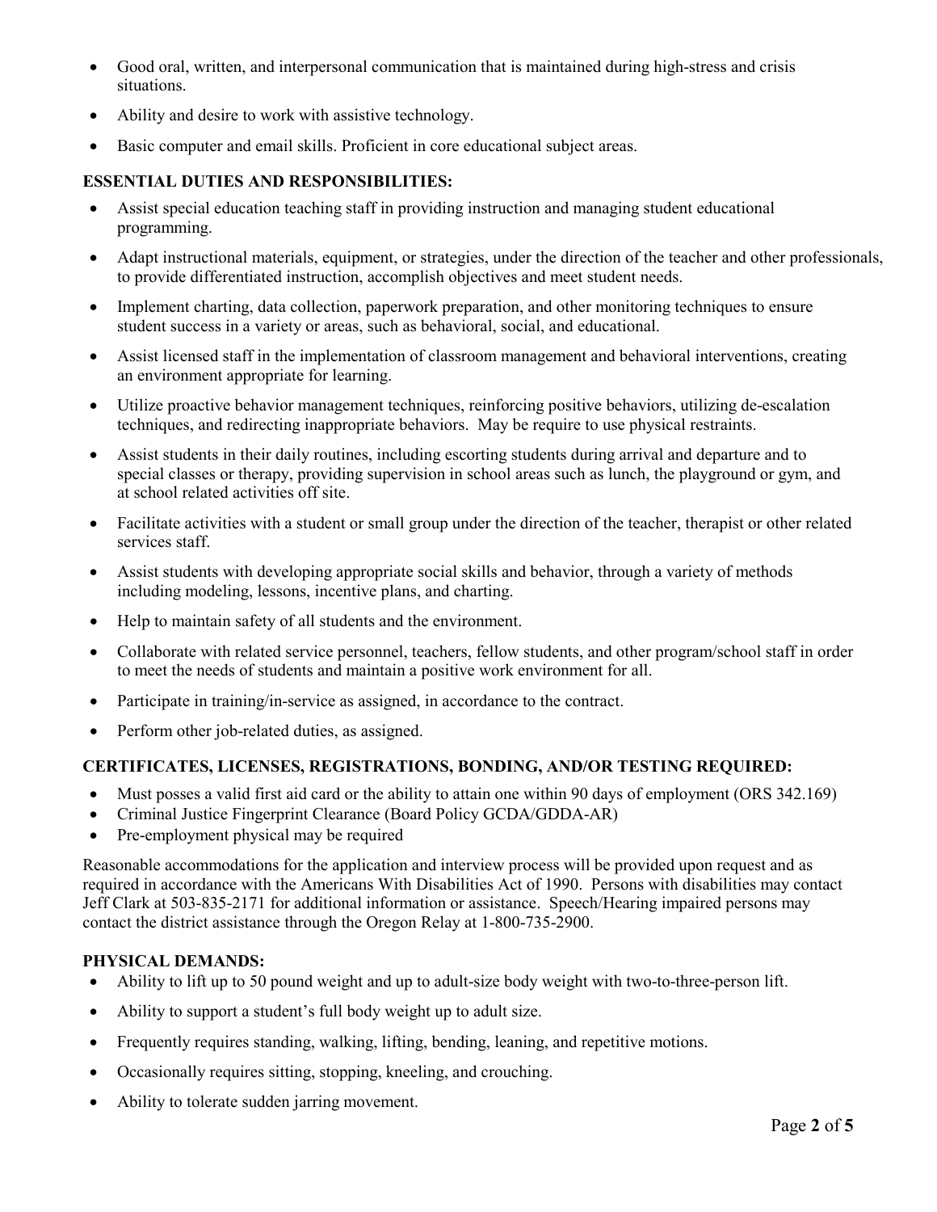- Good oral, written, and interpersonal communication that is maintained during high-stress and crisis situations.
- Ability and desire to work with assistive technology.
- Basic computer and email skills. Proficient in core educational subject areas.

**ESSENTIAL DUTIES AND RESPONSIBILITIES:**

- Assist special education teaching staff in providing instruction and managing student educational programming.
- Adapt instructional materials, equipment, or strategies, under the direction of the teacher and other professionals, to provide differentiated instruction, accomplish objectives and meet student needs.
- Implement charting, data collection, paperwork preparation, and other monitoring techniques to ensure student success in a variety or areas, such as behavioral, social, and educational.
- Assist licensed staff in the implementation of classroom management and behavioral interventions, creating an environment appropriate for learning.
- Utilize proactive behavior management techniques, reinforcing positive behaviors, utilizing de-escalation techniques, and redirecting inappropriate behaviors. May be require to use physical restraints.
- Assist students in their daily routines, including escorting students during arrival and departure and to special classes or therapy, providing supervision in school areas such as lunch, the playground or gym, and at school related activities off site.
- Facilitate activities with a student or small group under the direction of the teacher, therapist or other related services staff.
- Assist students with developing appropriate social skills and behavior, through a variety of methods including modeling, lessons, incentive plans, and charting.
- Help to maintain safety of all students and the environment.
- Collaborate with related service personnel, teachers, fellow students, and other program/school staff in order to meet the needs of students and maintain a positive work environment for all.
- Participate in training/in-service as assigned, in accordance to the contract.
- Perform other job-related duties, as assigned.

**CERTIFICATES, LICENSES, REGISTRATIONS, BONDING, AND/OR TESTING REQUIRED:**

- Must posses a valid first aid card or the ability to attain one within 90 days of employment (ORS 342.169)
- Criminal Justice Fingerprint Clearance (Board Policy GCDA/GDDA-AR)
- Pre-employment physical may be required

Reasonable accommodations for the application and interview process will be provided upon request and as required in accordance with the Americans With Disabilities Act of 1990. Persons with disabilities may contact Jeff Clark at 503-835-2171 for additional information or assistance. Speech/Hearing impaired persons may contact the district assistance through the Oregon Relay at 1-800-735-2900.

**PHYSICAL DEMANDS:**

- Ability to lift up to 50 pound weight and up to adult-size body weight with two-to-three-person lift.
- Ability to support a student's full body weight up to adult size.
- Frequently requires standing, walking, lifting, bending, leaning, and repetitive motions.
- Occasionally requires sitting, stopping, kneeling, and crouching.
- Ability to tolerate sudden jarring movement.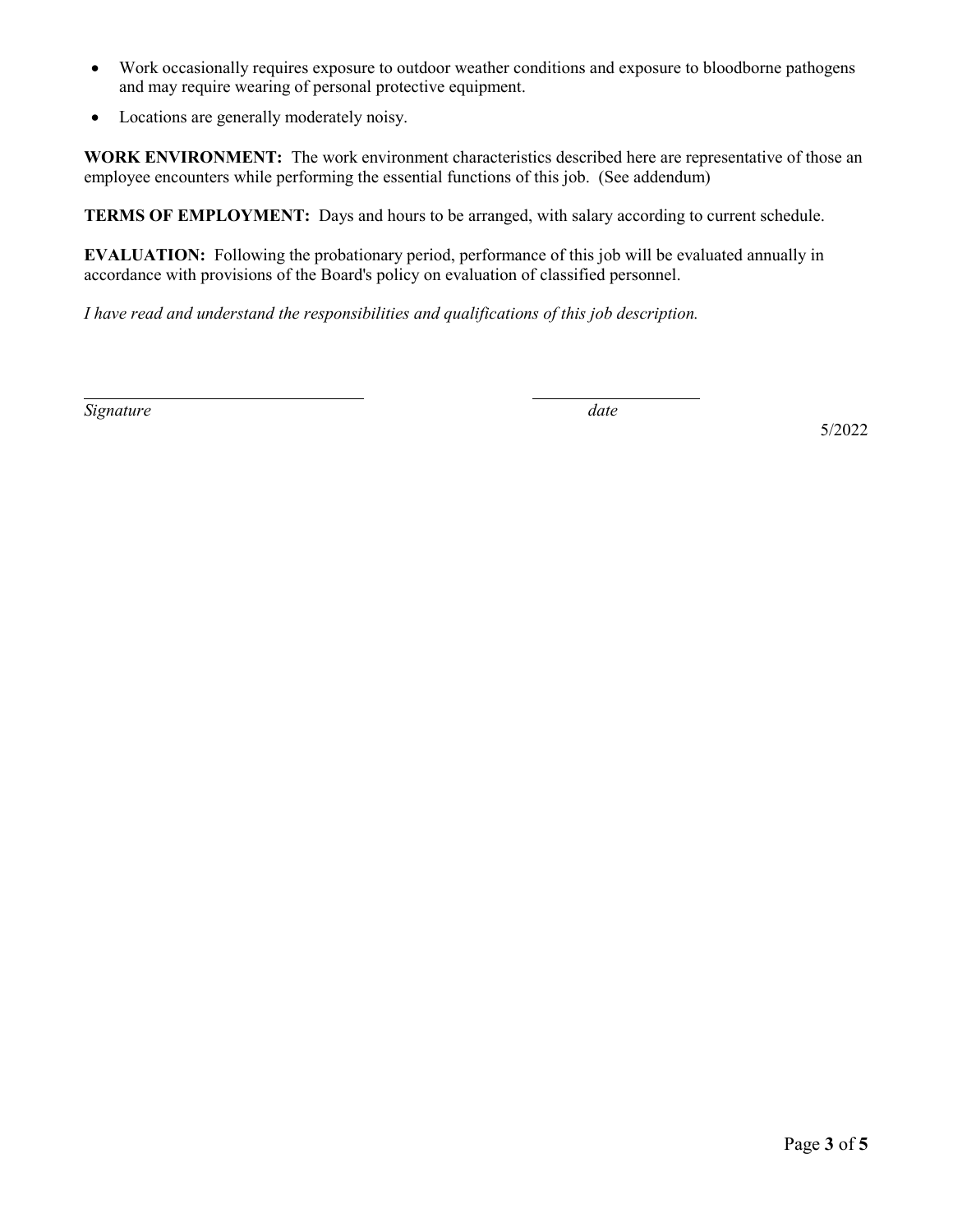- Work occasionally requires exposure to outdoor weather conditions and exposure to bloodborne pathogens and may require wearing of personal protective equipment.
- Locations are generally moderately noisy.

**WORK ENVIRONMENT:** The work environment characteristics described here are representative of those an employee encounters while performing the essential functions of this job. (See addendum)

**TERMS OF EMPLOYMENT:** Days and hours to be arranged, with salary according to current schedule.

**EVALUATION:** Following the probationary period, performance of this job will be evaluated annually in accordance with provisions of the Board's policy on evaluation of classified personnel.

*I have read and understand the responsibilities and qualifications of this job description.*

\_\_\_\_\_\_\_\_\_\_\_\_\_\_\_\_\_\_\_\_\_\_\_\_\_\_\_\_\_\_\_\_ \_\_\_\_\_\_\_\_\_\_\_\_\_\_\_\_\_\_\_\_

*Signature* *date*

5/2022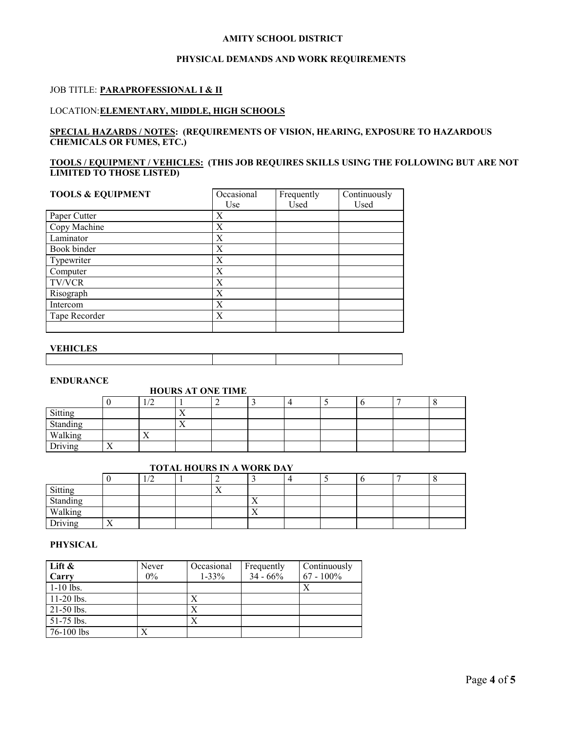**AMITY SCHOOL DISTRICT**

**PHYSICAL DEMANDS AND WORK REQUIREMENTS**

JOB TITLE: **PARAPROFESSIONAL I & II**

LOCATION: **ELEMENTARY, MIDDLE, HIGH SCHOOLS**

**SPECIAL HAZARDS / NOTES: (REQUIREMENTS OF VISION, HEARING, EXPOSURE TO HAZARDOUS CHEMICALS OR FUMES, ETC.)**

**TOOLS / EQUIPMENT / VEHICLES: (THIS JOB REQUIRES SKILLS USING THE FOLLOWING BUT ARE NOT LIMITED TO THOSE LISTED)**

| **TOOLS & EQUIPMENT** | Occasional Use | Frequently Used | Continuously Used |
|---|---|---|---|
| Paper Cutter | X | | |
| Copy Machine | X | | |
| Laminator | X | | |
| Book binder | X | | |
| Typewriter | X | | |
| Computer | X | | |
| TV/VCR | X | | |
| Risograph | X | | |
| Intercom | X | | |
| Tape Recorder | X | | |
| | | | |

**VEHICLES**

| | | | |
|---|---|---|---|
| | | | |

**ENDURANCE**

**HOURS AT ONE TIME**

| | 0 | 1/2 | 1 | 2 | 3 | 4 | 5 | 6 | 7 | 8 |
|---|---|---|---|---|---|---|---|---|---|---|
| Sitting | | | X | | | | | | | |
| Standing | | | X | | | | | | | |
| Walking | | X | | | | | | | | |
| Driving | X | | | | | | | | | |

**TOTAL HOURS IN A WORK DAY**

| | 0 | 1/2 | 1 | 2 | 3 | 4 | 5 | 6 | 7 | 8 |
|---|---|---|---|---|---|---|---|---|---|---|
| Sitting | | | | X | | | | | | |
| Standing | | | | | X | | | | | |
| Walking | | | | | X | | | | | |
| Driving | X | | | | | | | | | |

**PHYSICAL**

| **Lift & Carry** | Never 0% | Occasional 1-33% | Frequently 34 - 66% | Continuously 67 - 100% |
|---|---|---|---|---|
| 1-10 lbs. | | | | X |
| 11-20 lbs. | | X | | |
| 21-50 lbs. | | X | | |
| 51-75 lbs. | | X | | |
| 76-100 lbs | X | | | |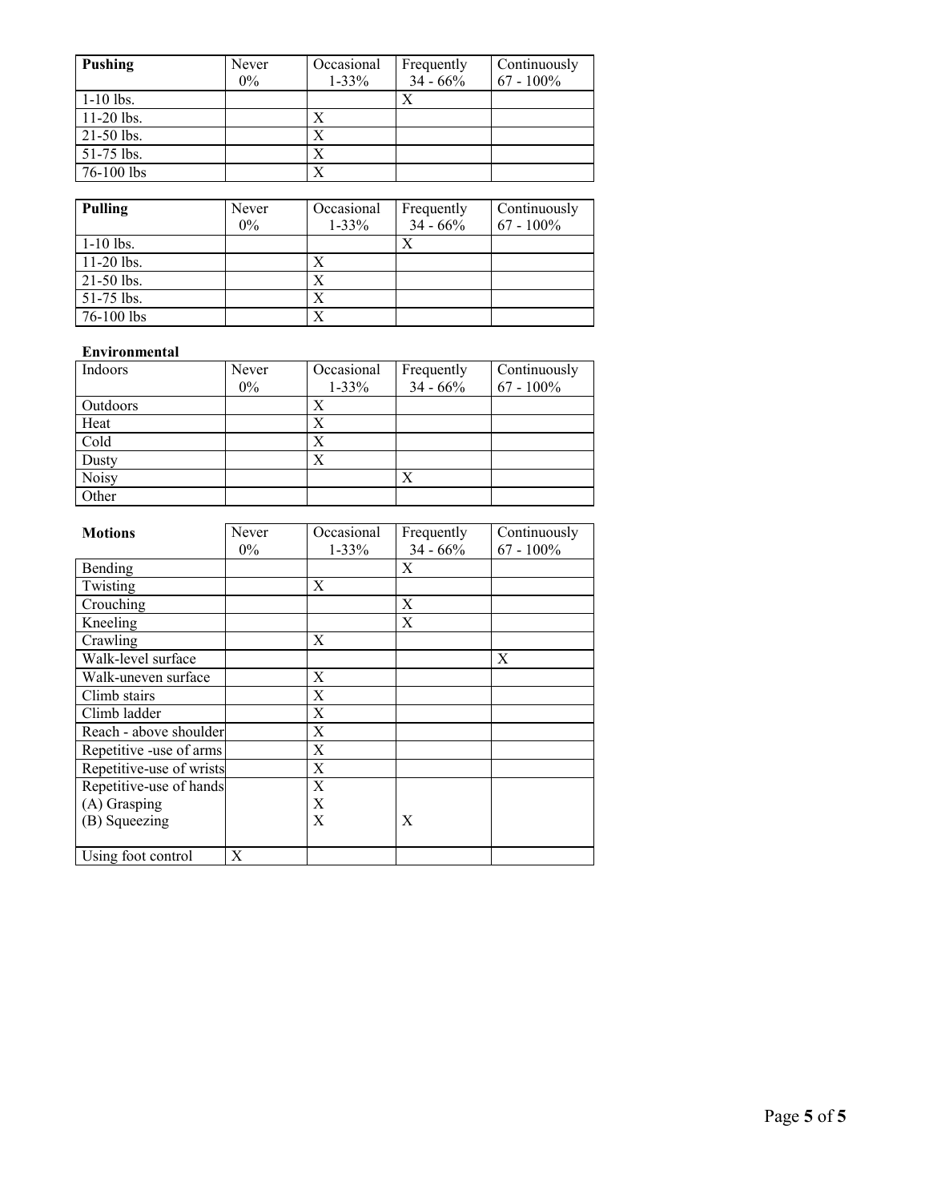| **Pushing** | Never 0% | Occasional 1-33% | Frequently 34 - 66% | Continuously 67 - 100% |
|---|---|---|---|---|
| 1-10 lbs. | | | X | |
| 11-20 lbs. | | X | | |
| 21-50 lbs. | | X | | |
| 51-75 lbs. | | X | | |
| 76-100 lbs | | X | | |

| **Pulling** | Never 0% | Occasional 1-33% | Frequently 34 - 66% | Continuously 67 - 100% |
|---|---|---|---|---|
| 1-10 lbs. | | | X | |
| 11-20 lbs. | | X | | |
| 21-50 lbs. | | X | | |
| 51-75 lbs. | | X | | |
| 76-100 lbs | | X | | |

**Environmental**

| Indoors | Never 0% | Occasional 1-33% | Frequently 34 - 66% | Continuously 67 - 100% |
|---|---|---|---|---|
| Outdoors | | X | | |
| Heat | | X | | |
| Cold | | X | | |
| Dusty | | X | | |
| Noisy | | | X | |
| Other | | | | |

| **Motions** | Never 0% | Occasional 1-33% | Frequently 34 - 66% | Continuously 67 - 100% |
|---|---|---|---|---|
| Bending | | | X | |
| Twisting | | X | | |
| Crouching | | | X | |
| Kneeling | | | X | |
| Crawling | | X | | |
| Walk-level surface | | | | X |
| Walk-uneven surface | | X | | |
| Climb stairs | | X | | |
| Climb ladder | | X | | |
| Reach - above shoulder | | X | | |
| Repetitive -use of arms | | X | | |
| Repetitive-use of wrists | | X | | |
| Repetitive-use of hands | | X | | |
| (A) Grasping | | X | | |
| (B) Squeezing | | X | X | |
| Using foot control | X | | | |